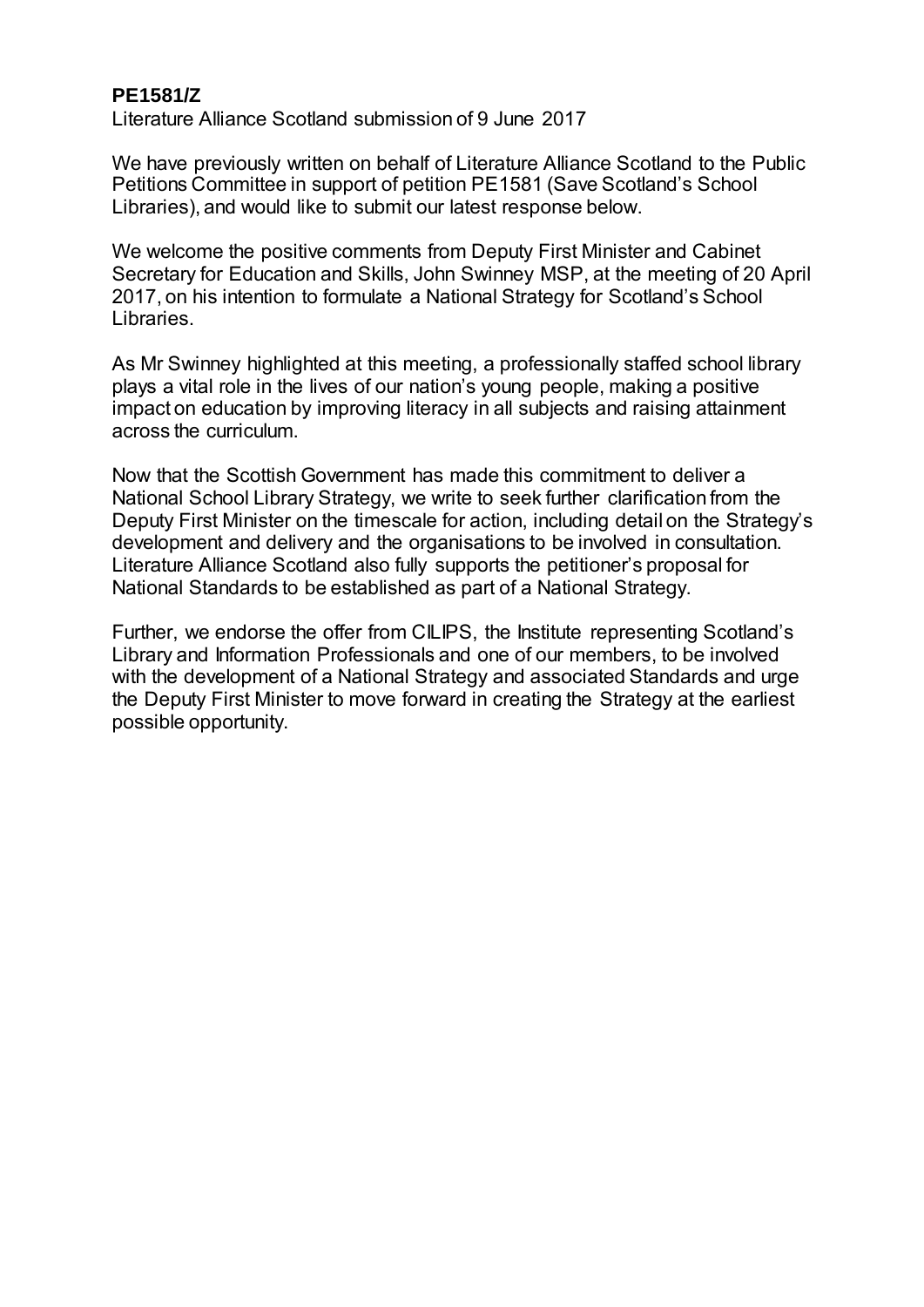**PE1581/Z**

Literature Alliance Scotland submission of 9 June 2017

We have previously written on behalf of Literature Alliance Scotland to the Public Petitions Committee in support of petition PE1581 (Save Scotland's School Libraries), and would like to submit our latest response below.

We welcome the positive comments from Deputy First Minister and Cabinet Secretary for Education and Skills, John Swinney MSP, at the meeting of 20 April 2017, on his intention to formulate a National Strategy for Scotland's School Libraries.

As Mr Swinney highlighted at this meeting, a professionally staffed school library plays a vital role in the lives of our nation's young people, making a positive impact on education by improving literacy in all subjects and raising attainment across the curriculum.

Now that the Scottish Government has made this commitment to deliver a National School Library Strategy, we write to seek further clarification from the Deputy First Minister on the timescale for action, including detail on the Strategy's development and delivery and the organisations to be involved in consultation. Literature Alliance Scotland also fully supports the petitioner's proposal for National Standards to be established as part of a National Strategy.

Further, we endorse the offer from CILIPS, the Institute representing Scotland's Library and Information Professionals and one of our members, to be involved with the development of a National Strategy and associated Standards and urge the Deputy First Minister to move forward in creating the Strategy at the earliest possible opportunity.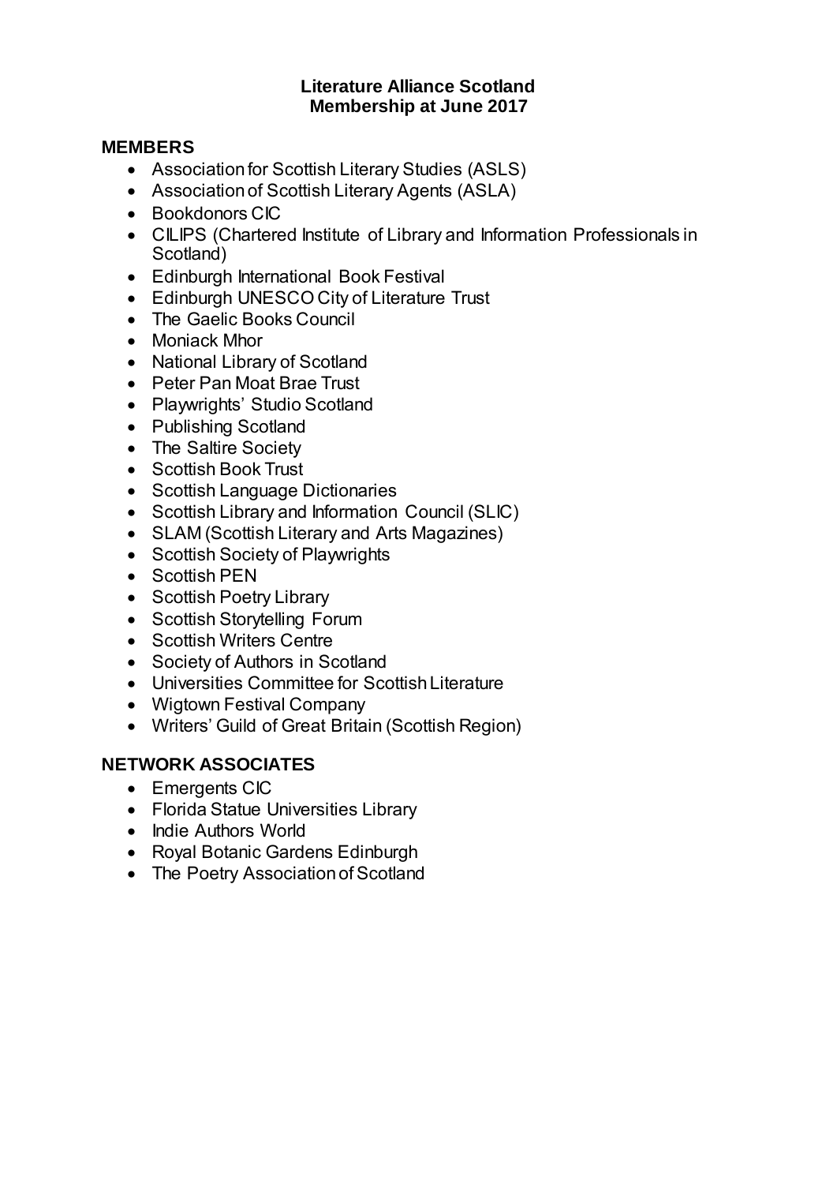# Literature Alliance Scotland
## Membership at June 2017

### MEMBERS

- Association for Scottish Literary Studies (ASLS)
- Association of Scottish Literary Agents (ASLA)
- Bookdonors CIC
- CILIPS (Chartered Institute of Library and Information Professionals in Scotland)
- Edinburgh International Book Festival
- Edinburgh UNESCO City of Literature Trust
- The Gaelic Books Council
- Moniack Mhor
- National Library of Scotland
- Peter Pan Moat Brae Trust
- Playwrights' Studio Scotland
- Publishing Scotland
- The Saltire Society
- Scottish Book Trust
- Scottish Language Dictionaries
- Scottish Library and Information Council (SLIC)
- SLAM (Scottish Literary and Arts Magazines)
- Scottish Society of Playwrights
- Scottish PEN
- Scottish Poetry Library
- Scottish Storytelling Forum
- Scottish Writers Centre
- Society of Authors in Scotland
- Universities Committee for Scottish Literature
- Wigtown Festival Company
- Writers' Guild of Great Britain (Scottish Region)

### NETWORK ASSOCIATES

- Emergents CIC
- Florida Statue Universities Library
- Indie Authors World
- Royal Botanic Gardens Edinburgh
- The Poetry Association of Scotland